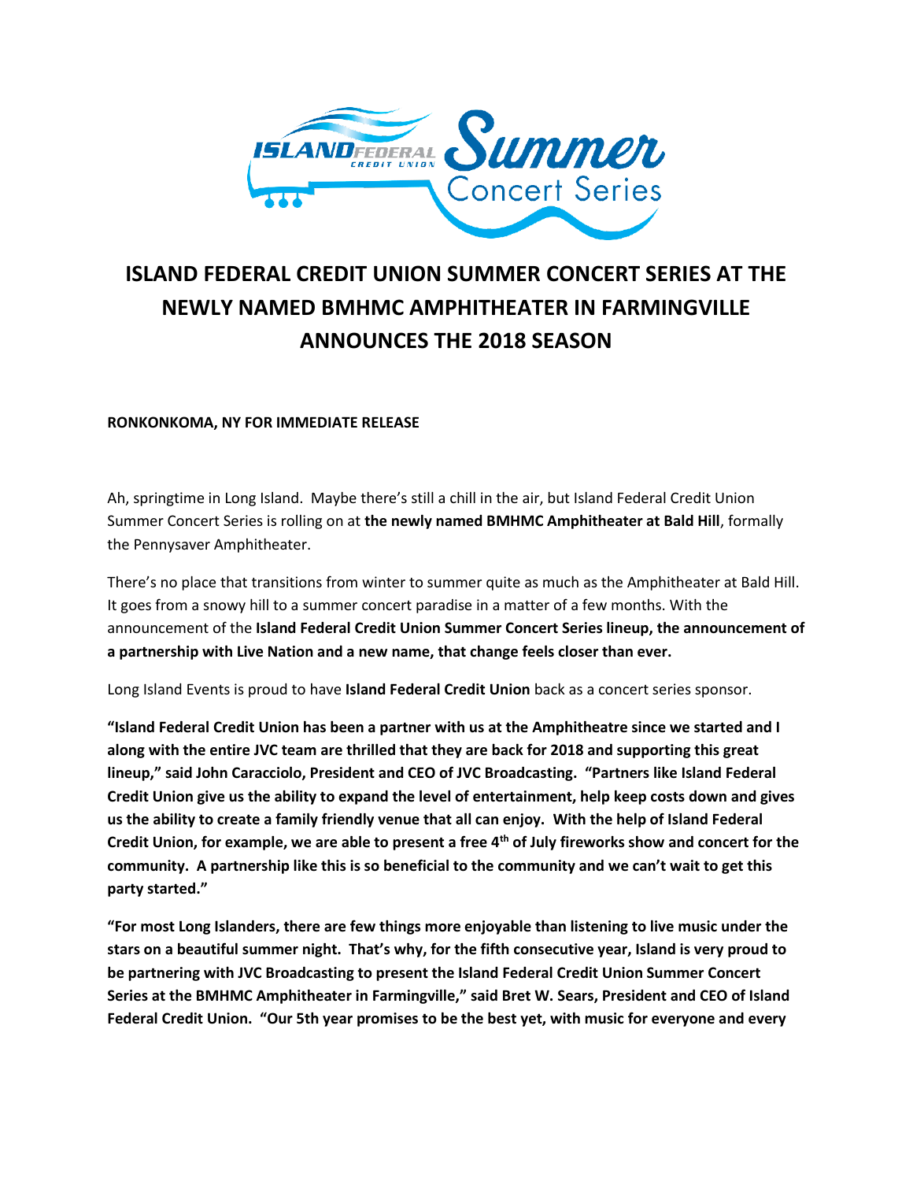# ISLAND FEDERAL CREDIT UNION SUMMER CONCERT SERIES AT THE NEWLY NAMED BMHMC AMPHITHEATER IN FARMINGVILLE ANNOUNCES THE 2018 SEASON

**RONKONKOMA, NY FOR IMMEDIATE RELEASE**

Ah, springtime in Long Island. Maybe there's still a chill in the air, but Island Federal Credit Union Summer Concert Series is rolling on at **the newly named BMHMC Amphitheater at Bald Hill**, formally the Pennysaver Amphitheater.

There's no place that transitions from winter to summer quite as much as the Amphitheater at Bald Hill. It goes from a snowy hill to a summer concert paradise in a matter of a few months. With the announcement of the **Island Federal Credit Union Summer Concert Series lineup, the announcement of a partnership with Live Nation and a new name, that change feels closer than ever.**

Long Island Events is proud to have **Island Federal Credit Union** back as a concert series sponsor.

**"Island Federal Credit Union has been a partner with us at the Amphitheatre since we started and I along with the entire JVC team are thrilled that they are back for 2018 and supporting this great lineup," said John Caracciolo, President and CEO of JVC Broadcasting. "Partners like Island Federal Credit Union give us the ability to expand the level of entertainment, help keep costs down and gives us the ability to create a family friendly venue that all can enjoy. With the help of Island Federal Credit Union, for example, we are able to present a free 4th of July fireworks show and concert for the community. A partnership like this is so beneficial to the community and we can't wait to get this party started."**

**"For most Long Islanders, there are few things more enjoyable than listening to live music under the stars on a beautiful summer night. That's why, for the fifth consecutive year, Island is very proud to be partnering with JVC Broadcasting to present the Island Federal Credit Union Summer Concert Series at the BMHMC Amphitheater in Farmingville," said Bret W. Sears, President and CEO of Island Federal Credit Union. "Our 5th year promises to be the best yet, with music for everyone and every**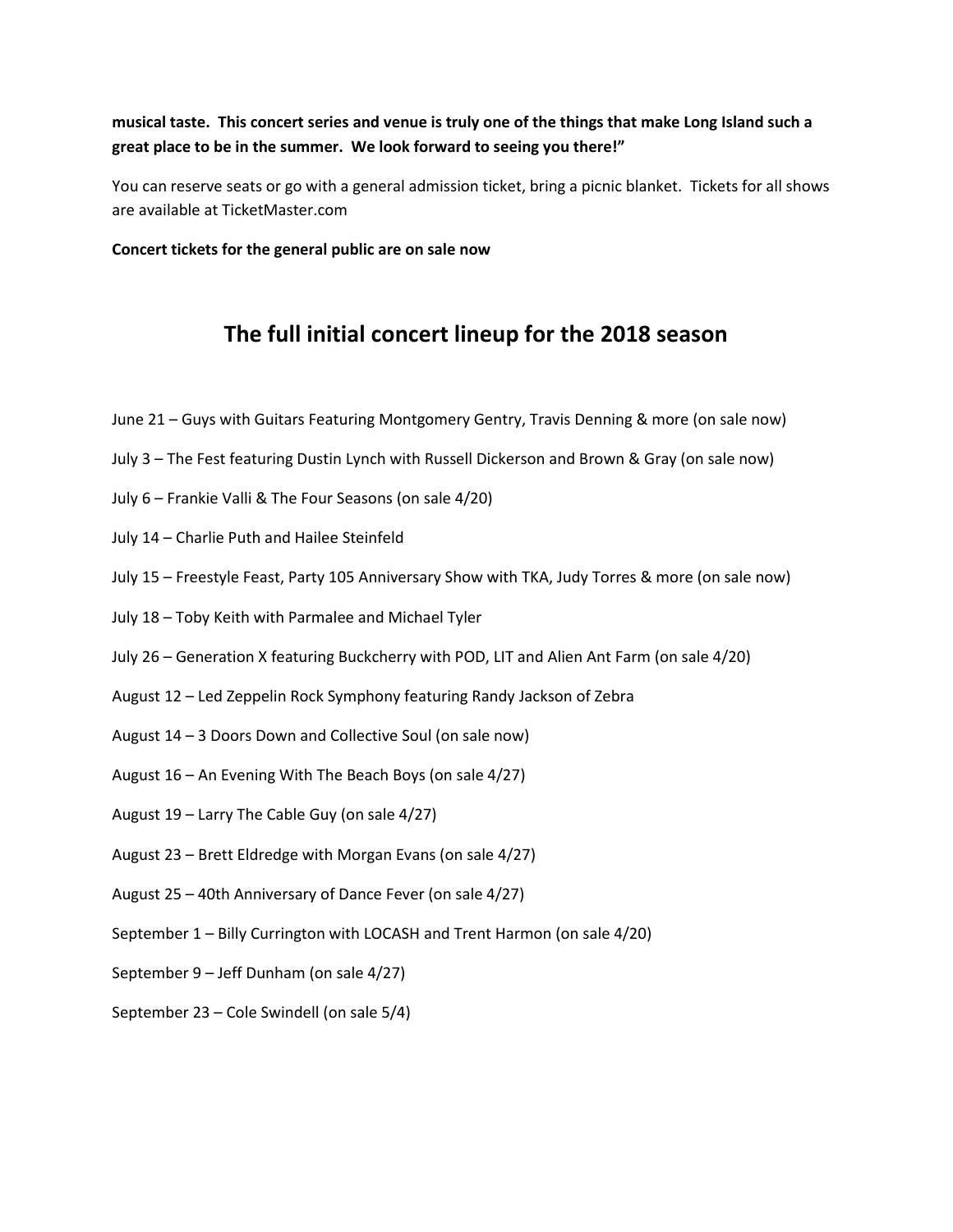**musical taste. This concert series and venue is truly one of the things that make Long Island such a great place to be in the summer. We look forward to seeing you there!"**

You can reserve seats or go with a general admission ticket, bring a picnic blanket. Tickets for all shows are available at TicketMaster.com

**Concert tickets for the general public are on sale now**

## The full initial concert lineup for the 2018 season

June 21 – Guys with Guitars Featuring Montgomery Gentry, Travis Denning & more (on sale now)

July 3 – The Fest featuring Dustin Lynch with Russell Dickerson and Brown & Gray (on sale now)

July 6 – Frankie Valli & The Four Seasons (on sale 4/20)

July 14 – Charlie Puth and Hailee Steinfeld

July 15 – Freestyle Feast, Party 105 Anniversary Show with TKA, Judy Torres & more (on sale now)

July 18 – Toby Keith with Parmalee and Michael Tyler

July 26 – Generation X featuring Buckcherry with POD, LIT and Alien Ant Farm (on sale 4/20)

August 12 – Led Zeppelin Rock Symphony featuring Randy Jackson of Zebra

August 14 – 3 Doors Down and Collective Soul (on sale now)

August 16 – An Evening With The Beach Boys (on sale 4/27)

August 19 – Larry The Cable Guy (on sale 4/27)

August 23 – Brett Eldredge with Morgan Evans (on sale 4/27)

August 25 – 40th Anniversary of Dance Fever (on sale 4/27)

September 1 – Billy Currington with LOCASH and Trent Harmon (on sale 4/20)

September 9 – Jeff Dunham (on sale 4/27)

September 23 – Cole Swindell (on sale 5/4)